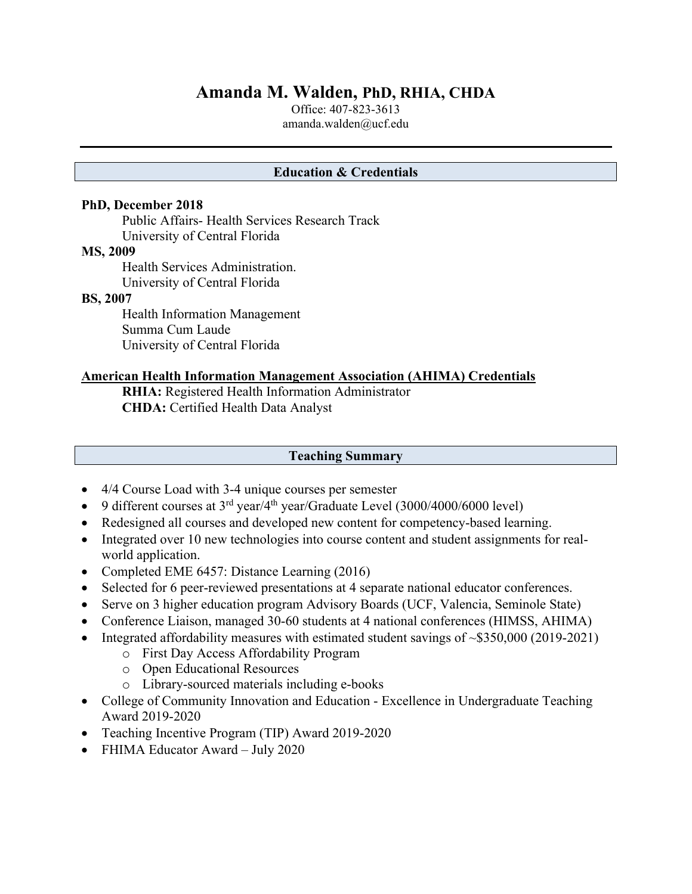# Amanda M. Walden, PhD, RHIA, CHDA

Office: 407-823-3613
amanda.walden@ucf.edu

## Education & Credentials

**PhD, December 2018**
Public Affairs- Health Services Research Track
University of Central Florida

**MS, 2009**
Health Services Administration.
University of Central Florida

**BS, 2007**
Health Information Management
Summa Cum Laude
University of Central Florida

**American Health Information Management Association (AHIMA) Credentials**
**RHIA:** Registered Health Information Administrator
**CHDA:** Certified Health Data Analyst

## Teaching Summary

- 4/4 Course Load with 3-4 unique courses per semester
- 9 different courses at 3rd year/4th year/Graduate Level (3000/4000/6000 level)
- Redesigned all courses and developed new content for competency-based learning.
- Integrated over 10 new technologies into course content and student assignments for real-world application.
- Completed EME 6457: Distance Learning (2016)
- Selected for 6 peer-reviewed presentations at 4 separate national educator conferences.
- Serve on 3 higher education program Advisory Boards (UCF, Valencia, Seminole State)
- Conference Liaison, managed 30-60 students at 4 national conferences (HIMSS, AHIMA)
- Integrated affordability measures with estimated student savings of ~$350,000 (2019-2021)
  - First Day Access Affordability Program
  - Open Educational Resources
  - Library-sourced materials including e-books
- College of Community Innovation and Education - Excellence in Undergraduate Teaching Award 2019-2020
- Teaching Incentive Program (TIP) Award 2019-2020
- FHIMA Educator Award – July 2020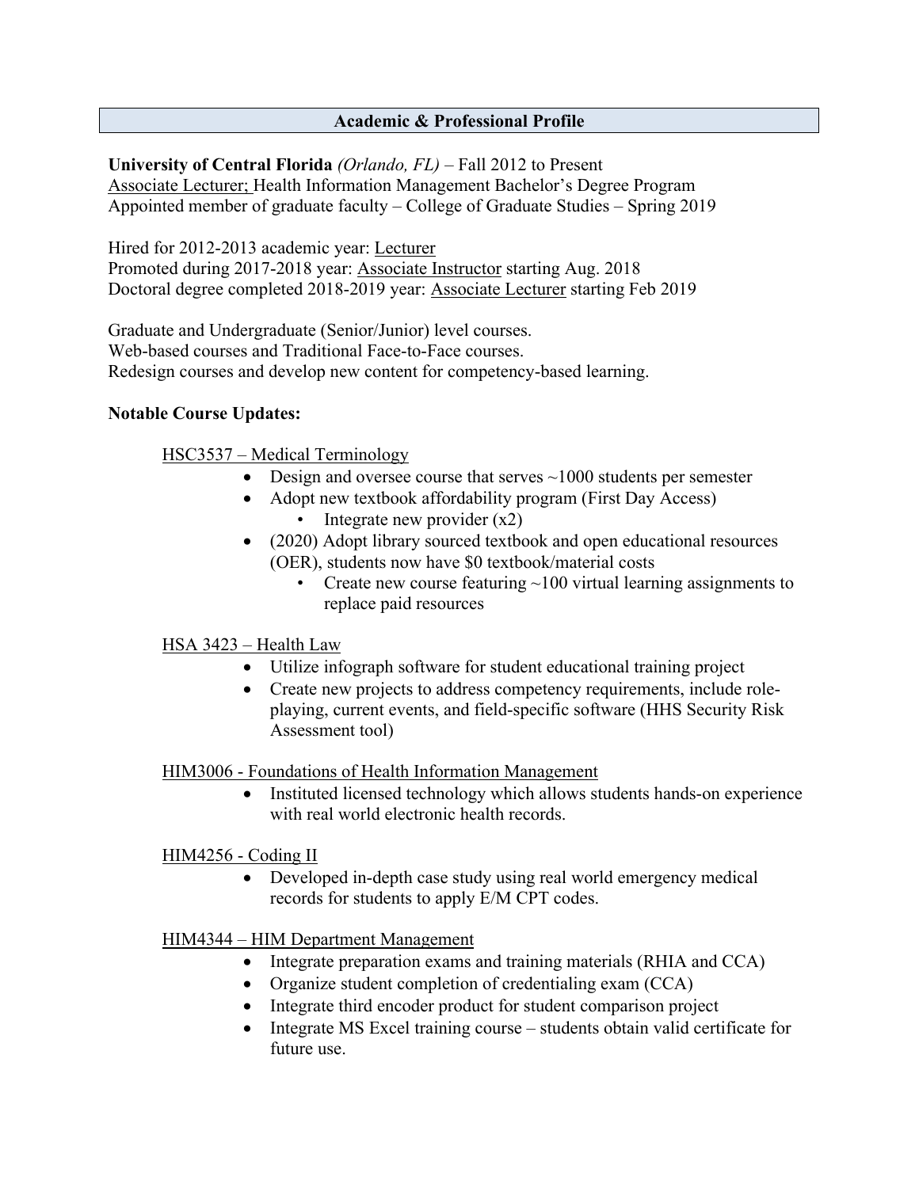## Academic & Professional Profile

**University of Central Florida** *(Orlando, FL)* – Fall 2012 to Present
Associate Lecturer; Health Information Management Bachelor's Degree Program
Appointed member of graduate faculty – College of Graduate Studies – Spring 2019

Hired for 2012-2013 academic year: Lecturer
Promoted during 2017-2018 year: Associate Instructor starting Aug. 2018
Doctoral degree completed 2018-2019 year: Associate Lecturer starting Feb 2019

Graduate and Undergraduate (Senior/Junior) level courses.
Web-based courses and Traditional Face-to-Face courses.
Redesign courses and develop new content for competency-based learning.

**Notable Course Updates:**

HSC3537 – Medical Terminology

- Design and oversee course that serves ~1000 students per semester
- Adopt new textbook affordability program (First Day Access)
  - Integrate new provider (x2)
- (2020) Adopt library sourced textbook and open educational resources (OER), students now have $0 textbook/material costs
  - Create new course featuring ~100 virtual learning assignments to replace paid resources

HSA 3423 – Health Law

- Utilize infograph software for student educational training project
- Create new projects to address competency requirements, include role-playing, current events, and field-specific software (HHS Security Risk Assessment tool)

HIM3006 - Foundations of Health Information Management

- Instituted licensed technology which allows students hands-on experience with real world electronic health records.

HIM4256 - Coding II

- Developed in-depth case study using real world emergency medical records for students to apply E/M CPT codes.

HIM4344 – HIM Department Management

- Integrate preparation exams and training materials (RHIA and CCA)
- Organize student completion of credentialing exam (CCA)
- Integrate third encoder product for student comparison project
- Integrate MS Excel training course – students obtain valid certificate for future use.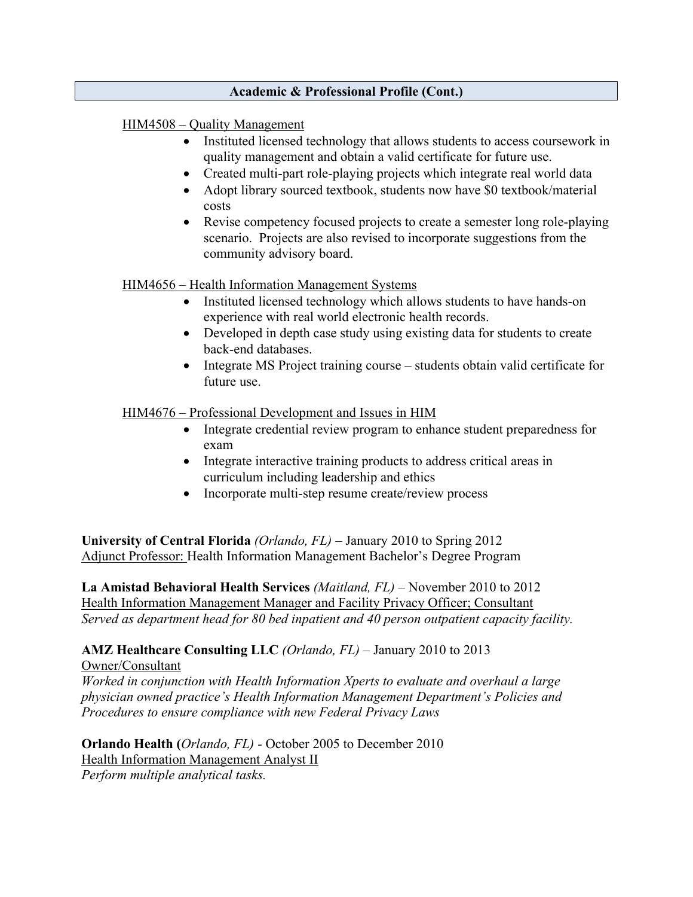## Academic & Professional Profile (Cont.)

HIM4508 – Quality Management

- Instituted licensed technology that allows students to access coursework in quality management and obtain a valid certificate for future use.
- Created multi-part role-playing projects which integrate real world data
- Adopt library sourced textbook, students now have $0 textbook/material costs
- Revise competency focused projects to create a semester long role-playing scenario. Projects are also revised to incorporate suggestions from the community advisory board.

HIM4656 – Health Information Management Systems

- Instituted licensed technology which allows students to have hands-on experience with real world electronic health records.
- Developed in depth case study using existing data for students to create back-end databases.
- Integrate MS Project training course – students obtain valid certificate for future use.

HIM4676 – Professional Development and Issues in HIM

- Integrate credential review program to enhance student preparedness for exam
- Integrate interactive training products to address critical areas in curriculum including leadership and ethics
- Incorporate multi-step resume create/review process

**University of Central Florida** *(Orlando, FL)* – January 2010 to Spring 2012
Adjunct Professor: Health Information Management Bachelor's Degree Program

**La Amistad Behavioral Health Services** *(Maitland, FL)* – November 2010 to 2012
Health Information Management Manager and Facility Privacy Officer; Consultant
*Served as department head for 80 bed inpatient and 40 person outpatient capacity facility.*

**AMZ Healthcare Consulting LLC** *(Orlando, FL)* – January 2010 to 2013
Owner/Consultant
*Worked in conjunction with Health Information Xperts to evaluate and overhaul a large physician owned practice's Health Information Management Department's Policies and Procedures to ensure compliance with new Federal Privacy Laws*

**Orlando Health (***Orlando, FL)* - October 2005 to December 2010
Health Information Management Analyst II
*Perform multiple analytical tasks.*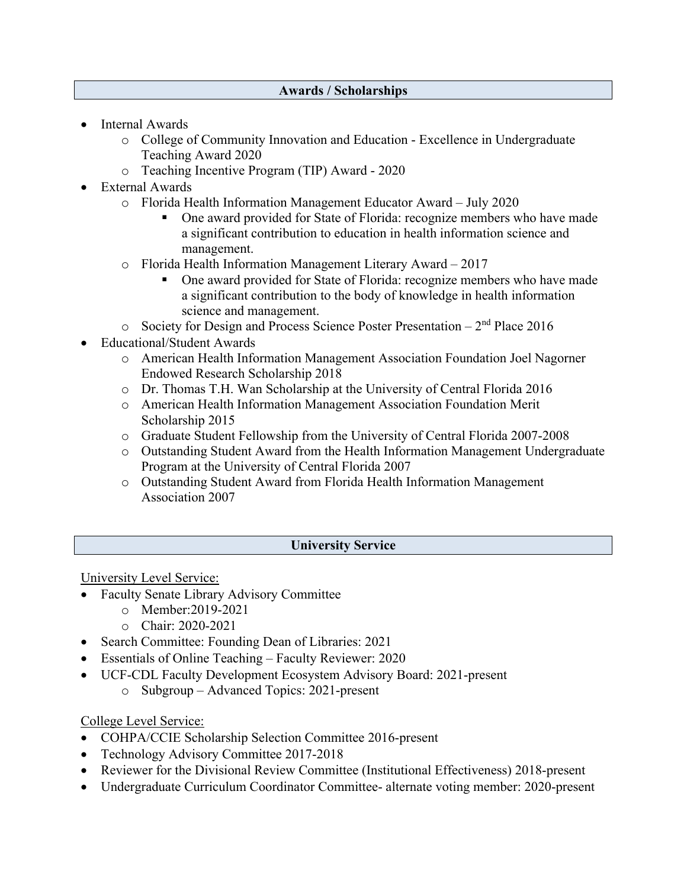## Awards / Scholarships

- Internal Awards
  - College of Community Innovation and Education - Excellence in Undergraduate Teaching Award 2020
  - Teaching Incentive Program (TIP) Award - 2020
- External Awards
  - Florida Health Information Management Educator Award – July 2020
    - One award provided for State of Florida: recognize members who have made a significant contribution to education in health information science and management.
  - Florida Health Information Management Literary Award – 2017
    - One award provided for State of Florida: recognize members who have made a significant contribution to the body of knowledge in health information science and management.
  - Society for Design and Process Science Poster Presentation – 2nd Place 2016
- Educational/Student Awards
  - American Health Information Management Association Foundation Joel Nagorner Endowed Research Scholarship 2018
  - Dr. Thomas T.H. Wan Scholarship at the University of Central Florida 2016
  - American Health Information Management Association Foundation Merit Scholarship 2015
  - Graduate Student Fellowship from the University of Central Florida 2007-2008
  - Outstanding Student Award from the Health Information Management Undergraduate Program at the University of Central Florida 2007
  - Outstanding Student Award from Florida Health Information Management Association 2007

## University Service

University Level Service:

- Faculty Senate Library Advisory Committee
  - Member:2019-2021
  - Chair: 2020-2021
- Search Committee: Founding Dean of Libraries: 2021
- Essentials of Online Teaching – Faculty Reviewer: 2020
- UCF-CDL Faculty Development Ecosystem Advisory Board: 2021-present
  - Subgroup – Advanced Topics: 2021-present

College Level Service:

- COHPA/CCIE Scholarship Selection Committee 2016-present
- Technology Advisory Committee 2017-2018
- Reviewer for the Divisional Review Committee (Institutional Effectiveness) 2018-present
- Undergraduate Curriculum Coordinator Committee- alternate voting member: 2020-present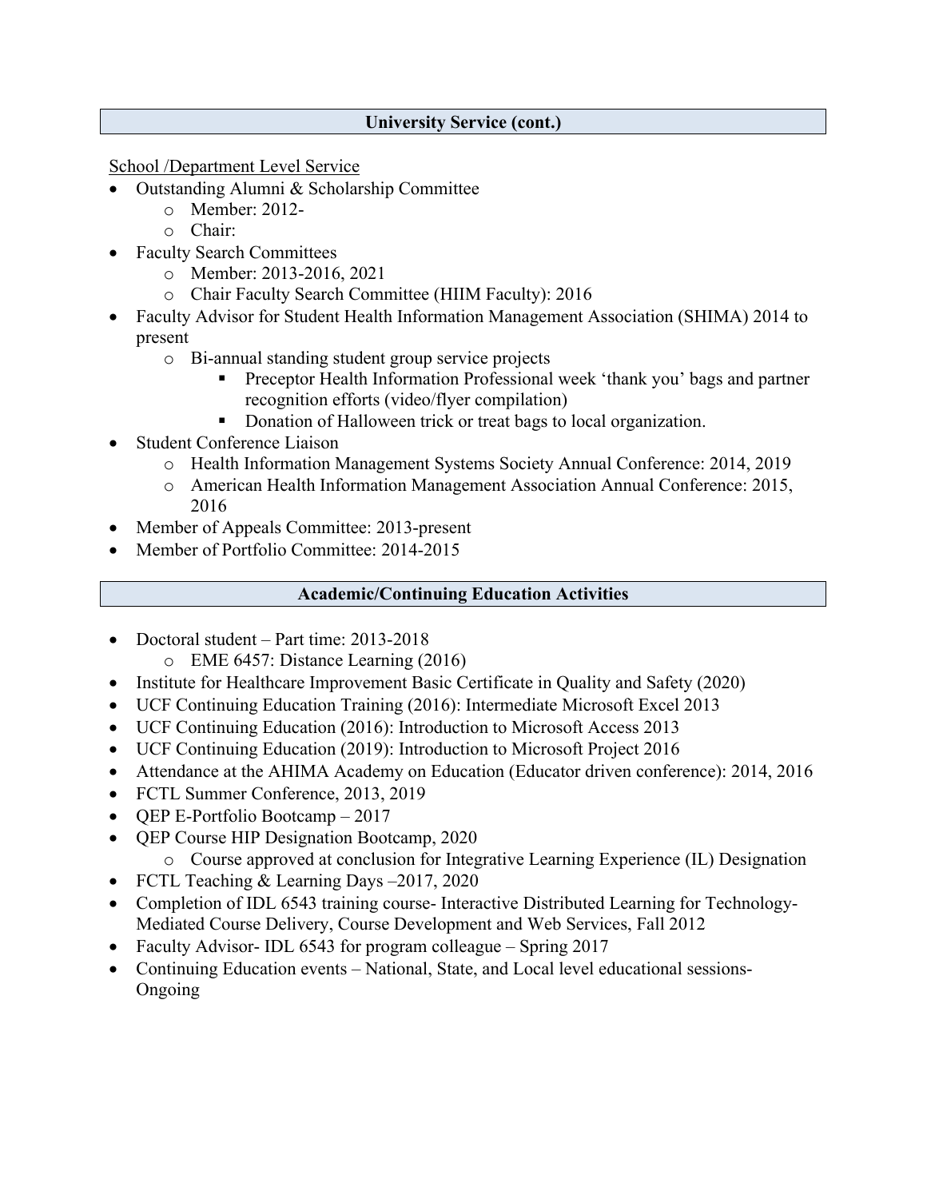## University Service (cont.)

School /Department Level Service

- Outstanding Alumni & Scholarship Committee
  - Member: 2012-
  - Chair:
- Faculty Search Committees
  - Member: 2013-2016, 2021
  - Chair Faculty Search Committee (HIIM Faculty): 2016
- Faculty Advisor for Student Health Information Management Association (SHIMA) 2014 to present
  - Bi-annual standing student group service projects
    - Preceptor Health Information Professional week 'thank you' bags and partner recognition efforts (video/flyer compilation)
    - Donation of Halloween trick or treat bags to local organization.
- Student Conference Liaison
  - Health Information Management Systems Society Annual Conference: 2014, 2019
  - American Health Information Management Association Annual Conference: 2015, 2016
- Member of Appeals Committee: 2013-present
- Member of Portfolio Committee: 2014-2015

## Academic/Continuing Education Activities

- Doctoral student – Part time: 2013-2018
  - EME 6457: Distance Learning (2016)
- Institute for Healthcare Improvement Basic Certificate in Quality and Safety (2020)
- UCF Continuing Education Training (2016): Intermediate Microsoft Excel 2013
- UCF Continuing Education (2016): Introduction to Microsoft Access 2013
- UCF Continuing Education (2019): Introduction to Microsoft Project 2016
- Attendance at the AHIMA Academy on Education (Educator driven conference): 2014, 2016
- FCTL Summer Conference, 2013, 2019
- QEP E-Portfolio Bootcamp – 2017
- QEP Course HIP Designation Bootcamp, 2020
  - Course approved at conclusion for Integrative Learning Experience (IL) Designation
- FCTL Teaching & Learning Days –2017, 2020
- Completion of IDL 6543 training course- Interactive Distributed Learning for Technology-Mediated Course Delivery, Course Development and Web Services, Fall 2012
- Faculty Advisor- IDL 6543 for program colleague – Spring 2017
- Continuing Education events – National, State, and Local level educational sessions- Ongoing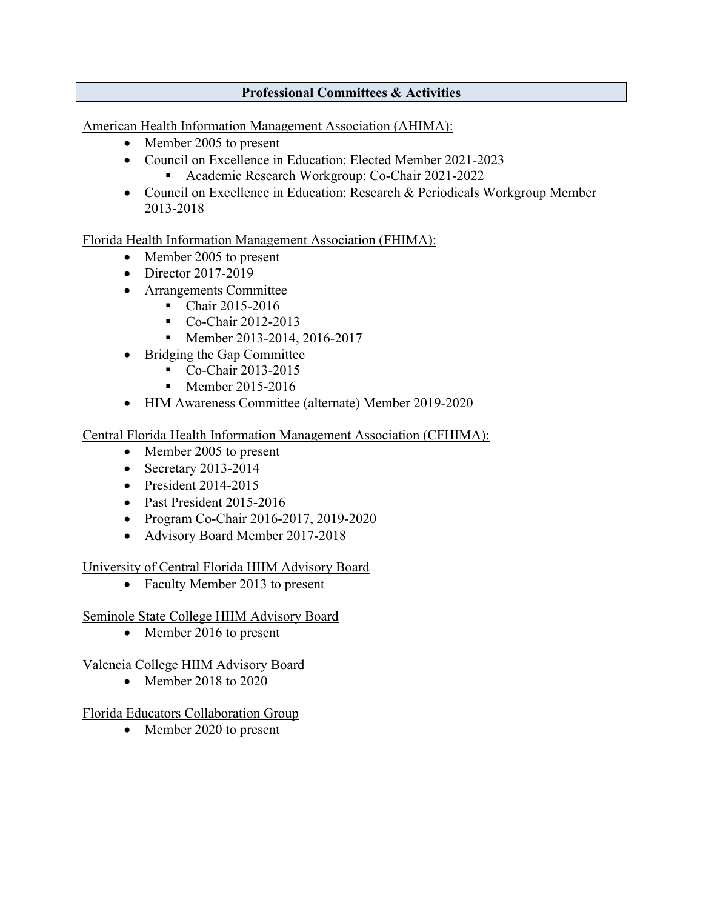## Professional Committees & Activities

American Health Information Management Association (AHIMA):

- Member 2005 to present
- Council on Excellence in Education: Elected Member 2021-2023
  - Academic Research Workgroup: Co-Chair 2021-2022
- Council on Excellence in Education: Research & Periodicals Workgroup Member 2013-2018

Florida Health Information Management Association (FHIMA):

- Member 2005 to present
- Director 2017-2019
- Arrangements Committee
  - Chair 2015-2016
  - Co-Chair 2012-2013
  - Member 2013-2014, 2016-2017
- Bridging the Gap Committee
  - Co-Chair 2013-2015
  - Member 2015-2016
- HIM Awareness Committee (alternate) Member 2019-2020

Central Florida Health Information Management Association (CFHIMA):

- Member 2005 to present
- Secretary 2013-2014
- President 2014-2015
- Past President 2015-2016
- Program Co-Chair 2016-2017, 2019-2020
- Advisory Board Member 2017-2018

University of Central Florida HIIM Advisory Board

- Faculty Member 2013 to present

Seminole State College HIIM Advisory Board

- Member 2016 to present

Valencia College HIIM Advisory Board

- Member 2018 to 2020

Florida Educators Collaboration Group

- Member 2020 to present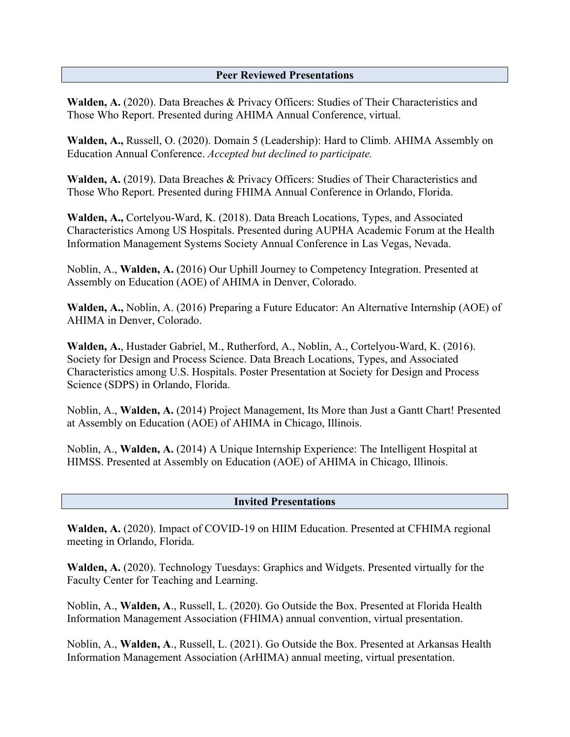## Peer Reviewed Presentations

**Walden, A.** (2020). Data Breaches & Privacy Officers: Studies of Their Characteristics and Those Who Report. Presented during AHIMA Annual Conference, virtual.

**Walden, A.,** Russell, O. (2020). Domain 5 (Leadership): Hard to Climb. AHIMA Assembly on Education Annual Conference. *Accepted but declined to participate.*

**Walden, A.** (2019). Data Breaches & Privacy Officers: Studies of Their Characteristics and Those Who Report. Presented during FHIMA Annual Conference in Orlando, Florida.

**Walden, A.,** Cortelyou-Ward, K. (2018). Data Breach Locations, Types, and Associated Characteristics Among US Hospitals. Presented during AUPHA Academic Forum at the Health Information Management Systems Society Annual Conference in Las Vegas, Nevada.

Noblin, A., **Walden, A.** (2016) Our Uphill Journey to Competency Integration. Presented at Assembly on Education (AOE) of AHIMA in Denver, Colorado.

**Walden, A.,** Noblin, A. (2016) Preparing a Future Educator: An Alternative Internship (AOE) of AHIMA in Denver, Colorado.

**Walden, A.**, Hustader Gabriel, M., Rutherford, A., Noblin, A., Cortelyou-Ward, K. (2016). Society for Design and Process Science. Data Breach Locations, Types, and Associated Characteristics among U.S. Hospitals. Poster Presentation at Society for Design and Process Science (SDPS) in Orlando, Florida.

Noblin, A., **Walden, A.** (2014) Project Management, Its More than Just a Gantt Chart! Presented at Assembly on Education (AOE) of AHIMA in Chicago, Illinois.

Noblin, A., **Walden, A.** (2014) A Unique Internship Experience: The Intelligent Hospital at HIMSS. Presented at Assembly on Education (AOE) of AHIMA in Chicago, Illinois.

## Invited Presentations

**Walden, A.** (2020). Impact of COVID-19 on HIIM Education. Presented at CFHIMA regional meeting in Orlando, Florida.

**Walden, A.** (2020). Technology Tuesdays: Graphics and Widgets. Presented virtually for the Faculty Center for Teaching and Learning.

Noblin, A., **Walden, A**., Russell, L. (2020). Go Outside the Box. Presented at Florida Health Information Management Association (FHIMA) annual convention, virtual presentation.

Noblin, A., **Walden, A**., Russell, L. (2021). Go Outside the Box. Presented at Arkansas Health Information Management Association (ArHIMA) annual meeting, virtual presentation.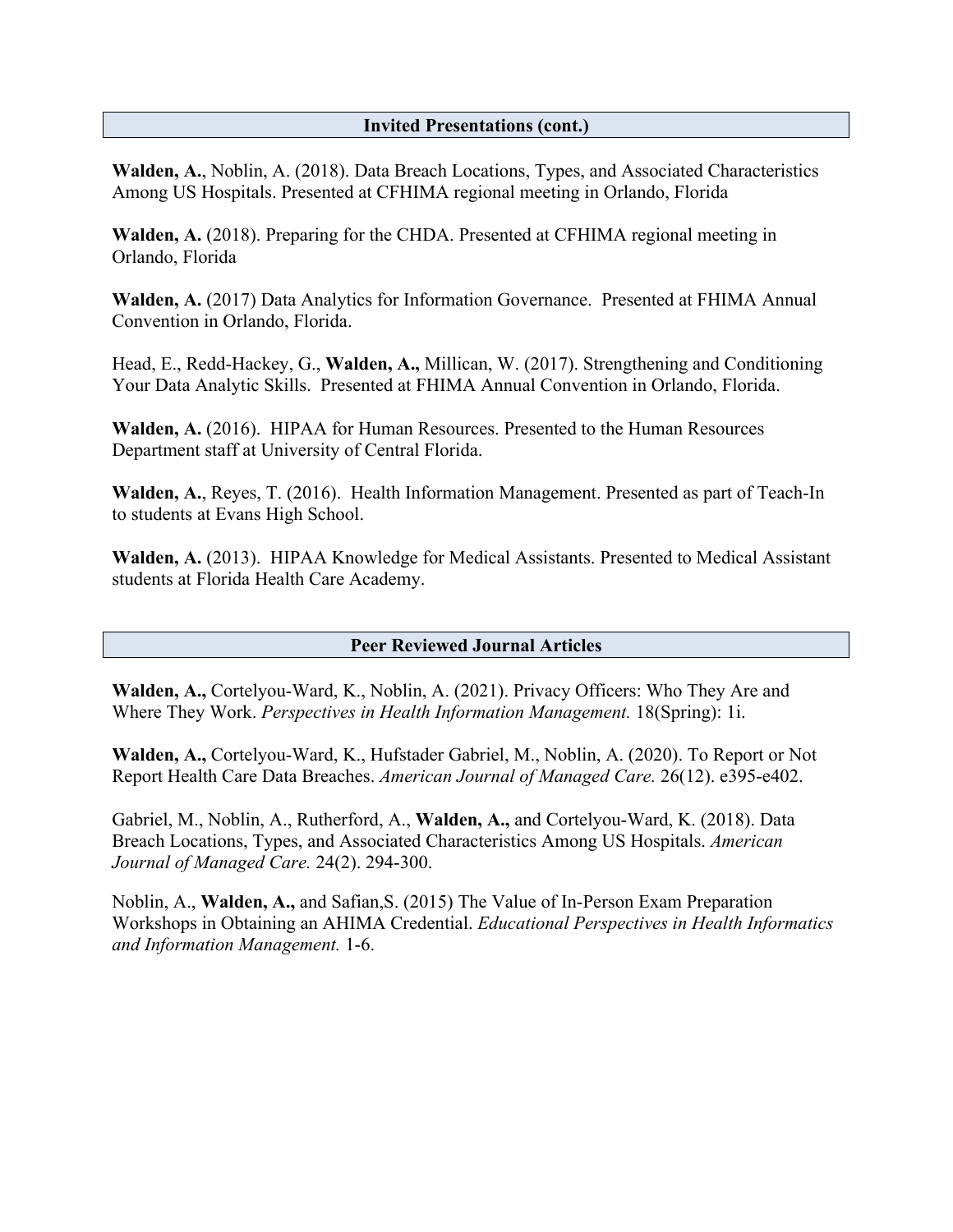## Invited Presentations (cont.)

**Walden, A.**, Noblin, A. (2018). Data Breach Locations, Types, and Associated Characteristics Among US Hospitals. Presented at CFHIMA regional meeting in Orlando, Florida

**Walden, A.** (2018). Preparing for the CHDA. Presented at CFHIMA regional meeting in Orlando, Florida

**Walden, A.** (2017) Data Analytics for Information Governance. Presented at FHIMA Annual Convention in Orlando, Florida.

Head, E., Redd-Hackey, G., **Walden, A.,** Millican, W. (2017). Strengthening and Conditioning Your Data Analytic Skills. Presented at FHIMA Annual Convention in Orlando, Florida.

**Walden, A.** (2016). HIPAA for Human Resources. Presented to the Human Resources Department staff at University of Central Florida.

**Walden, A.**, Reyes, T. (2016). Health Information Management. Presented as part of Teach-In to students at Evans High School.

**Walden, A.** (2013). HIPAA Knowledge for Medical Assistants. Presented to Medical Assistant students at Florida Health Care Academy.

## Peer Reviewed Journal Articles

**Walden, A.,** Cortelyou-Ward, K., Noblin, A. (2021). Privacy Officers: Who They Are and Where They Work. *Perspectives in Health Information Management.* 18(Spring): 1i.

**Walden, A.,** Cortelyou-Ward, K., Hufstader Gabriel, M., Noblin, A. (2020). To Report or Not Report Health Care Data Breaches. *American Journal of Managed Care.* 26(12). e395-e402.

Gabriel, M., Noblin, A., Rutherford, A., **Walden, A.,** and Cortelyou-Ward, K. (2018). Data Breach Locations, Types, and Associated Characteristics Among US Hospitals. *American Journal of Managed Care.* 24(2). 294-300.

Noblin, A., **Walden, A.,** and Safian,S. (2015) The Value of In-Person Exam Preparation Workshops in Obtaining an AHIMA Credential. *Educational Perspectives in Health Informatics and Information Management.* 1-6.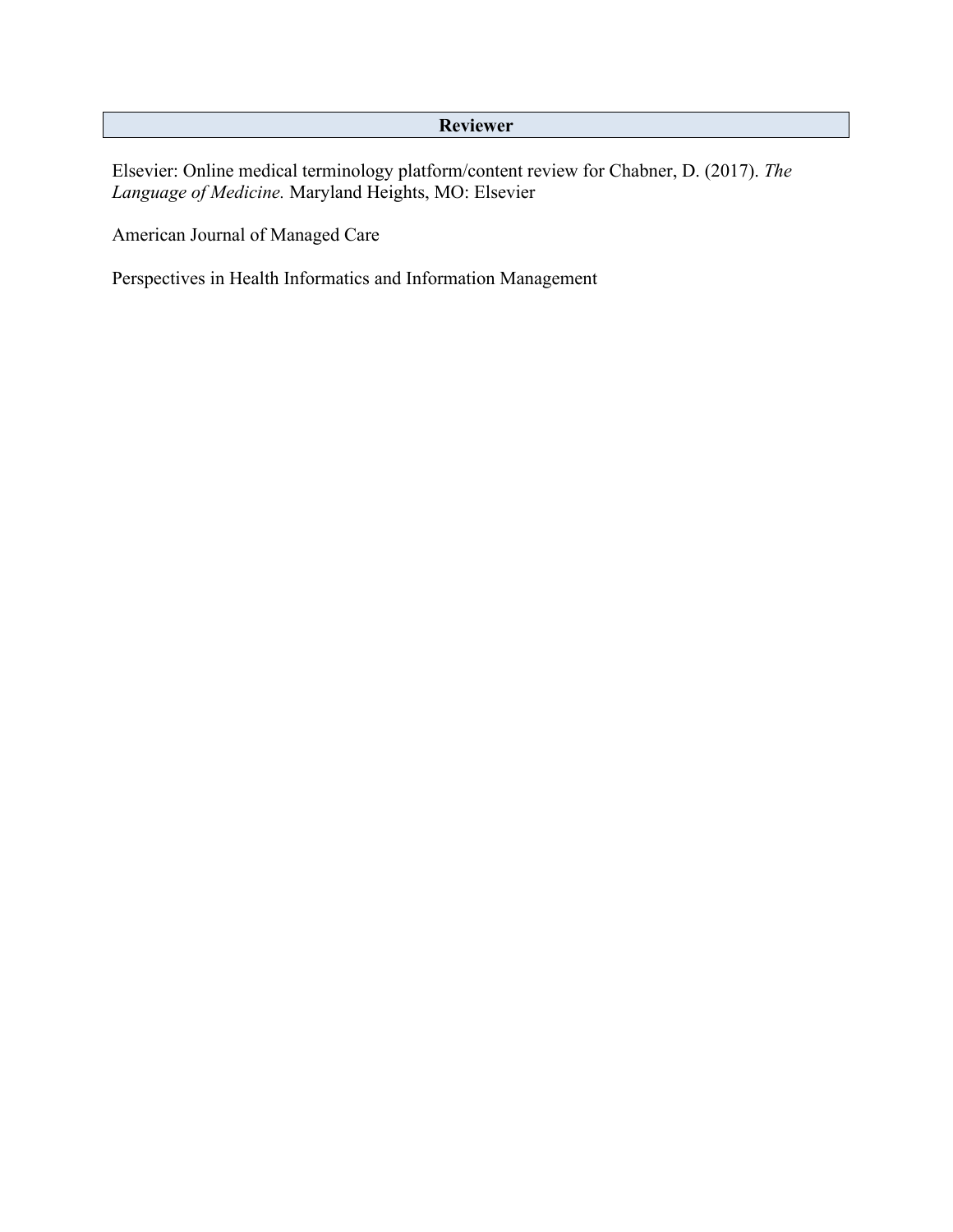## Reviewer

Elsevier: Online medical terminology platform/content review for Chabner, D. (2017). *The Language of Medicine.* Maryland Heights, MO: Elsevier

American Journal of Managed Care

Perspectives in Health Informatics and Information Management